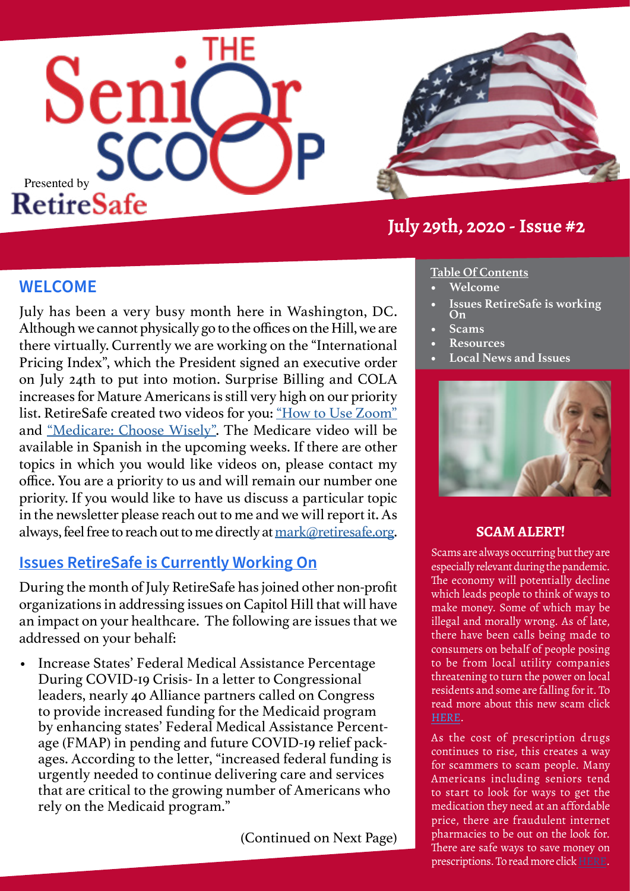# The Senior Scoop

Presented by RetireSafe

## July 29th, 2020 - Issue #2

## WELCOME

July has been a very busy month here in Washington, DC. Although we cannot physically go to the offices on the Hill, we are there virtually. Currently we are working on the "International Pricing Index", which the President signed an executive order on July 24th to put into motion. Surprise Billing and COLA increases for Mature Americans is still very high on our priority list. RetireSafe created two videos for you: "How to Use Zoom" and "Medicare: Choose Wisely". The Medicare video will be available in Spanish in the upcoming weeks. If there are other topics in which you would like videos on, please contact my office. You are a priority to us and will remain our number one priority. If you would like to have us discuss a particular topic in the newsletter please reach out to me and we will report it. As always, feel free to reach out to me directly at mark@retiresafe.org.

## Issues RetireSafe is Currently Working On

During the month of July RetireSafe has joined other non-profit organizations in addressing issues on Capitol Hill that will have an impact on your healthcare. The following are issues that we addressed on your behalf:

- Increase States' Federal Medical Assistance Percentage During COVID-19 Crisis- In a letter to Congressional leaders, nearly 40 Alliance partners called on Congress to provide increased funding for the Medicaid program by enhancing states' Federal Medical Assistance Percentage (FMAP) in pending and future COVID-19 relief packages. According to the letter, "increased federal funding is urgently needed to continue delivering care and services that are critical to the growing number of Americans who rely on the Medicaid program."

(Continued on Next Page)

**Table Of Contents**

- Welcome
- Issues RetireSafe is working On
- Scams
- Resources
- Local News and Issues

### SCAM ALERT!

Scams are always occurring but they are especially relevant during the pandemic. The economy will potentially decline which leads people to think of ways to make money. Some of which may be illegal and morally wrong. As of late, there have been calls being made to consumers on behalf of people posing to be from local utility companies threatening to turn the power on local residents and some are falling for it. To read more about this new scam click HERE.

As the cost of prescription drugs continues to rise, this creates a way for scammers to scam people. Many Americans including seniors tend to start to look for ways to get the medication they need at an affordable price, there are fraudulent internet pharmacies to be out on the look for. There are safe ways to save money on prescriptions. To read more click HERE.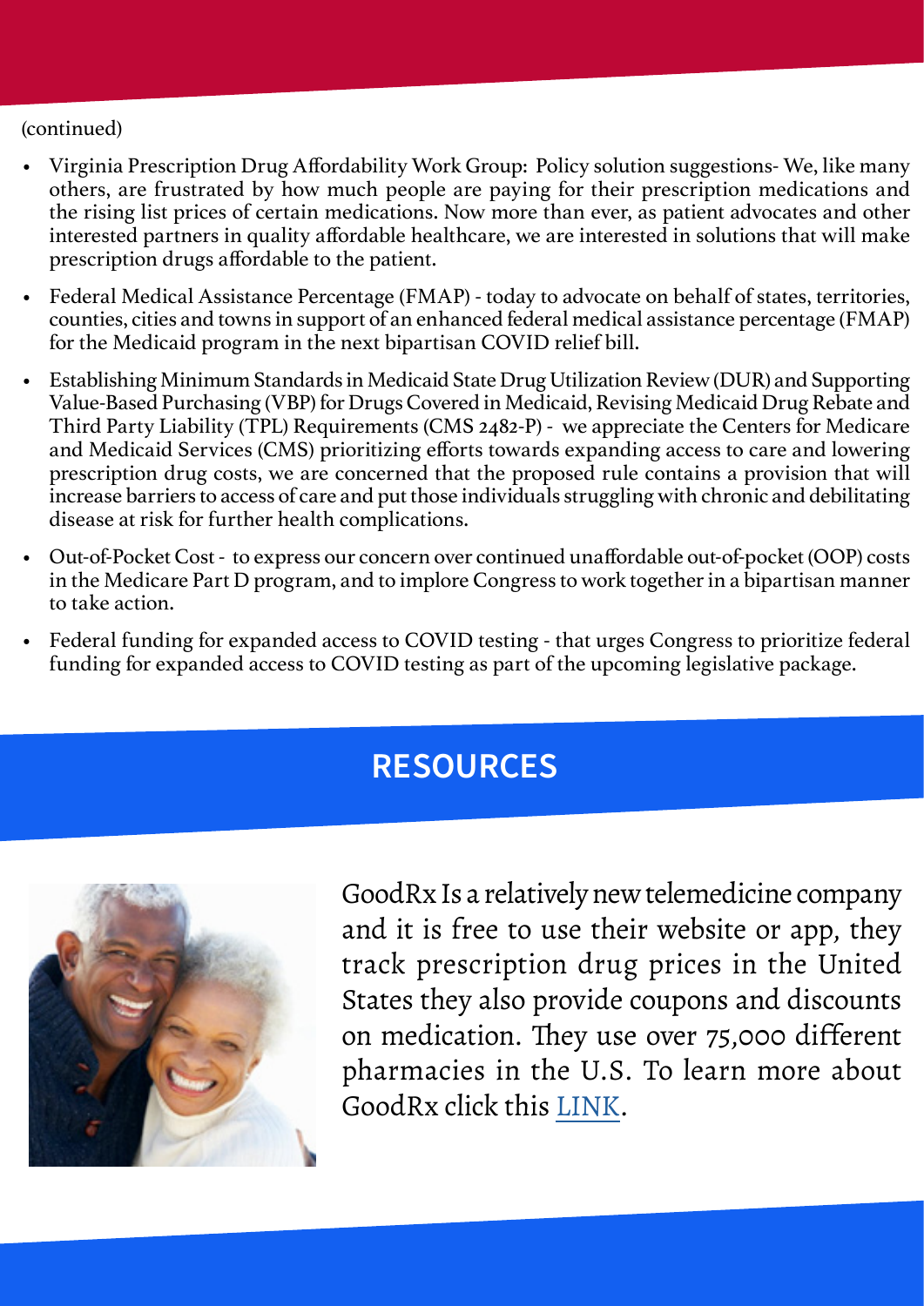(continued)

- Virginia Prescription Drug Affordability Work Group: Policy solution suggestions- We, like many others, are frustrated by how much people are paying for their prescription medications and the rising list prices of certain medications. Now more than ever, as patient advocates and other interested partners in quality affordable healthcare, we are interested in solutions that will make prescription drugs affordable to the patient.
- Federal Medical Assistance Percentage (FMAP) - today to advocate on behalf of states, territories, counties, cities and towns in support of an enhanced federal medical assistance percentage (FMAP) for the Medicaid program in the next bipartisan COVID relief bill.
- Establishing Minimum Standards in Medicaid State Drug Utilization Review (DUR) and Supporting Value-Based Purchasing (VBP) for Drugs Covered in Medicaid, Revising Medicaid Drug Rebate and Third Party Liability (TPL) Requirements (CMS 2482-P) - we appreciate the Centers for Medicare and Medicaid Services (CMS) prioritizing efforts towards expanding access to care and lowering prescription drug costs, we are concerned that the proposed rule contains a provision that will increase barriers to access of care and put those individuals struggling with chronic and debilitating disease at risk for further health complications.
- Out-of-Pocket Cost - to express our concern over continued unaffordable out-of-pocket (OOP) costs in the Medicare Part D program, and to implore Congress to work together in a bipartisan manner to take action.
- Federal funding for expanded access to COVID testing - that urges Congress to prioritize federal funding for expanded access to COVID testing as part of the upcoming legislative package.

## RESOURCES

GoodRx Is a relatively new telemedicine company and it is free to use their website or app, they track prescription drug prices in the United States they also provide coupons and discounts on medication. They use over 75,000 different pharmacies in the U.S. To learn more about GoodRx click this LINK.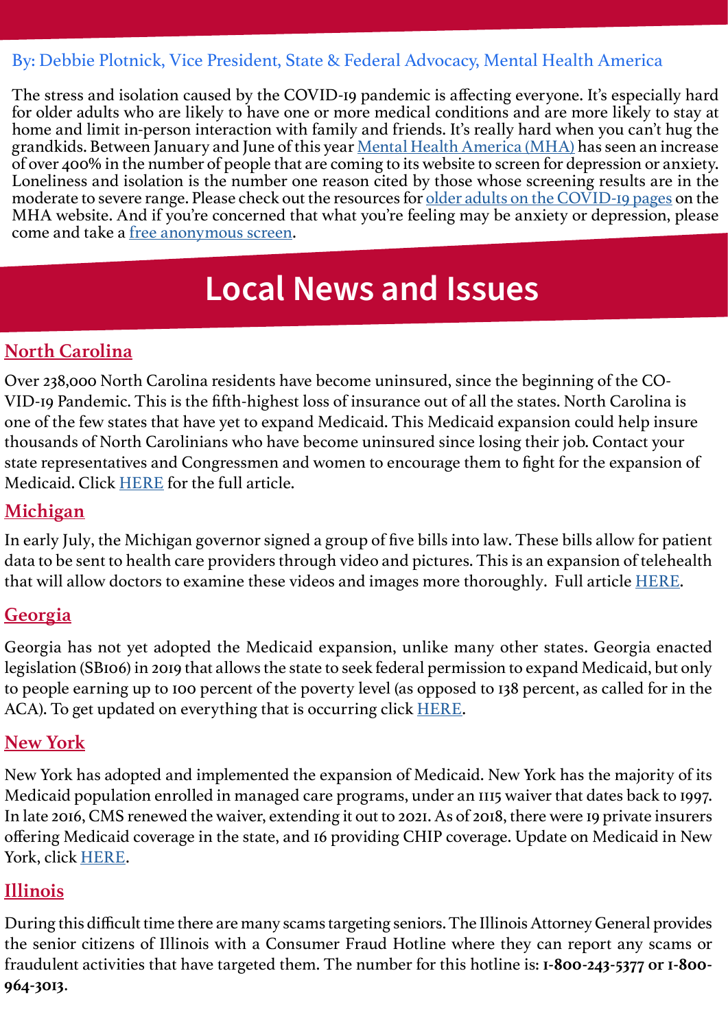By: Debbie Plotnick, Vice President, State & Federal Advocacy, Mental Health America

The stress and isolation caused by the COVID-19 pandemic is affecting everyone. It's especially hard for older adults who are likely to have one or more medical conditions and are more likely to stay at home and limit in-person interaction with family and friends. It's really hard when you can't hug the grandkids. Between January and June of this year Mental Health America (MHA) has seen an increase of over 400% in the number of people that are coming to its website to screen for depression or anxiety. Loneliness and isolation is the number one reason cited by those whose screening results are in the moderate to severe range. Please check out the resources for older adults on the COVID-19 pages on the MHA website. And if you're concerned that what you're feeling may be anxiety or depression, please come and take a free anonymous screen.

# Local News and Issues

## North Carolina

Over 238,000 North Carolina residents have become uninsured, since the beginning of the COVID-19 Pandemic. This is the fifth-highest loss of insurance out of all the states. North Carolina is one of the few states that have yet to expand Medicaid. This Medicaid expansion could help insure thousands of North Carolinians who have become uninsured since losing their job. Contact your state representatives and Congressmen and women to encourage them to fight for the expansion of Medicaid. Click HERE for the full article.

## Michigan

In early July, the Michigan governor signed a group of five bills into law. These bills allow for patient data to be sent to health care providers through video and pictures. This is an expansion of telehealth that will allow doctors to examine these videos and images more thoroughly. Full article HERE.

## Georgia

Georgia has not yet adopted the Medicaid expansion, unlike many other states. Georgia enacted legislation (SB106) in 2019 that allows the state to seek federal permission to expand Medicaid, but only to people earning up to 100 percent of the poverty level (as opposed to 138 percent, as called for in the ACA). To get updated on everything that is occurring click HERE.

## New York

New York has adopted and implemented the expansion of Medicaid. New York has the majority of its Medicaid population enrolled in managed care programs, under an 1115 waiver that dates back to 1997. In late 2016, CMS renewed the waiver, extending it out to 2021. As of 2018, there were 19 private insurers offering Medicaid coverage in the state, and 16 providing CHIP coverage. Update on Medicaid in New York, click HERE.

## Illinois

During this difficult time there are many scams targeting seniors. The Illinois Attorney General provides the senior citizens of Illinois with a Consumer Fraud Hotline where they can report any scams or fraudulent activities that have targeted them. The number for this hotline is: **1-800-243-5377 or 1-800-964-3013.**